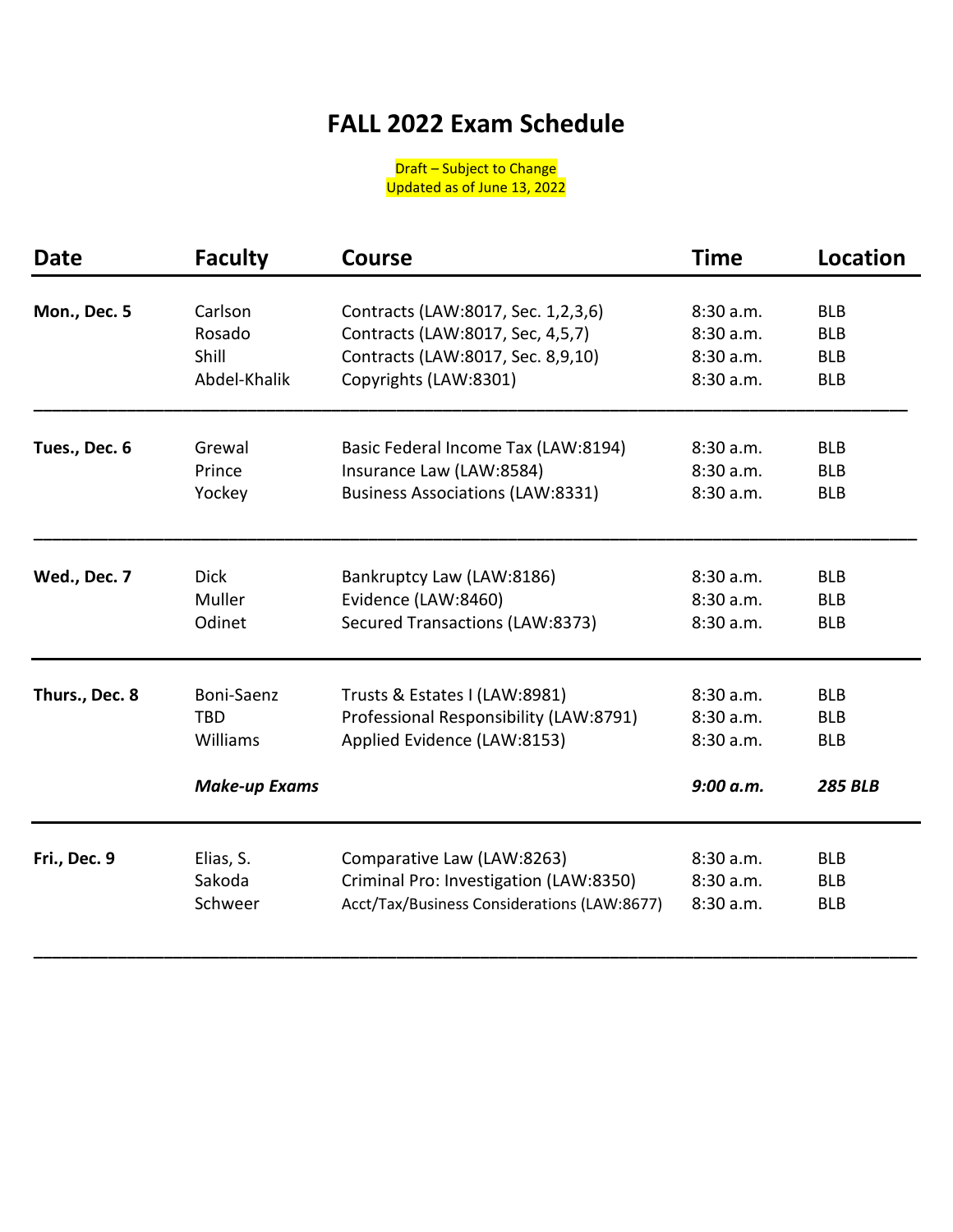# FALL 2022 Exam Schedule

Draft – Subject to Change
Updated as of June 13, 2022

| Date | Faculty | Course | Time | Location |
|---|---|---|---|---|
| **Mon., Dec. 5** | Carlson | Contracts (LAW:8017, Sec. 1,2,3,6) | 8:30 a.m. | BLB |
| | Rosado | Contracts (LAW:8017, Sec, 4,5,7) | 8:30 a.m. | BLB |
| | Shill | Contracts (LAW:8017, Sec. 8,9,10) | 8:30 a.m. | BLB |
| | Abdel-Khalik | Copyrights (LAW:8301) | 8:30 a.m. | BLB |
| **Tues., Dec. 6** | Grewal | Basic Federal Income Tax (LAW:8194) | 8:30 a.m. | BLB |
| | Prince | Insurance Law (LAW:8584) | 8:30 a.m. | BLB |
| | Yockey | Business Associations (LAW:8331) | 8:30 a.m. | BLB |
| **Wed., Dec. 7** | Dick | Bankruptcy Law (LAW:8186) | 8:30 a.m. | BLB |
| | Muller | Evidence (LAW:8460) | 8:30 a.m. | BLB |
| | Odinet | Secured Transactions (LAW:8373) | 8:30 a.m. | BLB |
| **Thurs., Dec. 8** | Boni-Saenz | Trusts & Estates I (LAW:8981) | 8:30 a.m. | BLB |
| | TBD | Professional Responsibility (LAW:8791) | 8:30 a.m. | BLB |
| | Williams | Applied Evidence (LAW:8153) | 8:30 a.m. | BLB |
| | ***Make-up Exams*** | | ***9:00 a.m.*** | ***285 BLB*** |
| **Fri., Dec. 9** | Elias, S. | Comparative Law (LAW:8263) | 8:30 a.m. | BLB |
| | Sakoda | Criminal Pro: Investigation (LAW:8350) | 8:30 a.m. | BLB |
| | Schweer | Acct/Tax/Business Considerations (LAW:8677) | 8:30 a.m. | BLB |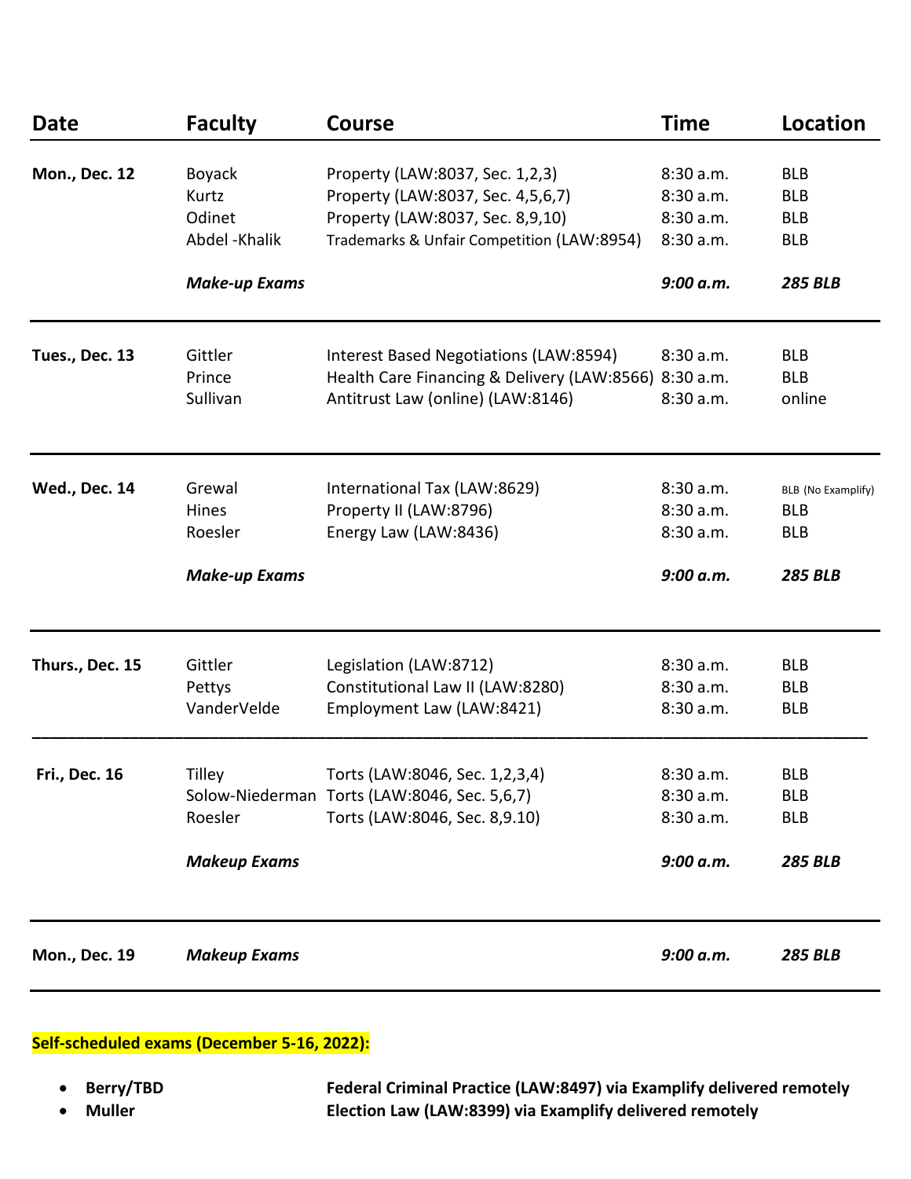| Date | Faculty | Course | Time | Location |
|---|---|---|---|---|
| **Mon., Dec. 12** | Boyack | Property (LAW:8037, Sec. 1,2,3) | 8:30 a.m. | BLB |
| | Kurtz | Property (LAW:8037, Sec. 4,5,6,7) | 8:30 a.m. | BLB |
| | Odinet | Property (LAW:8037, Sec. 8,9,10) | 8:30 a.m. | BLB |
| | Abdel -Khalik | Trademarks & Unfair Competition (LAW:8954) | 8:30 a.m. | BLB |
| | ***Make-up Exams*** | | ***9:00 a.m.*** | ***285 BLB*** |
| **Tues., Dec. 13** | Gittler | Interest Based Negotiations (LAW:8594) | 8:30 a.m. | BLB |
| | Prince | Health Care Financing & Delivery (LAW:8566) | 8:30 a.m. | BLB |
| | Sullivan | Antitrust Law (online) (LAW:8146) | 8:30 a.m. | online |
| **Wed., Dec. 14** | Grewal | International Tax (LAW:8629) | 8:30 a.m. | BLB (No Examplify) |
| | Hines | Property II (LAW:8796) | 8:30 a.m. | BLB |
| | Roesler | Energy Law (LAW:8436) | 8:30 a.m. | BLB |
| | ***Make-up Exams*** | | ***9:00 a.m.*** | ***285 BLB*** |
| **Thurs., Dec. 15** | Gittler | Legislation (LAW:8712) | 8:30 a.m. | BLB |
| | Pettys | Constitutional Law II (LAW:8280) | 8:30 a.m. | BLB |
| | VanderVelde | Employment Law (LAW:8421) | 8:30 a.m. | BLB |
| **Fri., Dec. 16** | Tilley | Torts (LAW:8046, Sec. 1,2,3,4) | 8:30 a.m. | BLB |
| | Solow-Niederman | Torts (LAW:8046, Sec. 5,6,7) | 8:30 a.m. | BLB |
| | Roesler | Torts (LAW:8046, Sec. 8,9.10) | 8:30 a.m. | BLB |
| | ***Makeup Exams*** | | ***9:00 a.m.*** | ***285 BLB*** |
| **Mon., Dec. 19** | ***Makeup Exams*** | | ***9:00 a.m.*** | ***285 BLB*** |

**Self-scheduled exams (December 5-16, 2022):**

- **Berry/TBD** — **Federal Criminal Practice (LAW:8497) via Examplify delivered remotely**
- **Muller** — **Election Law (LAW:8399) via Examplify delivered remotely**